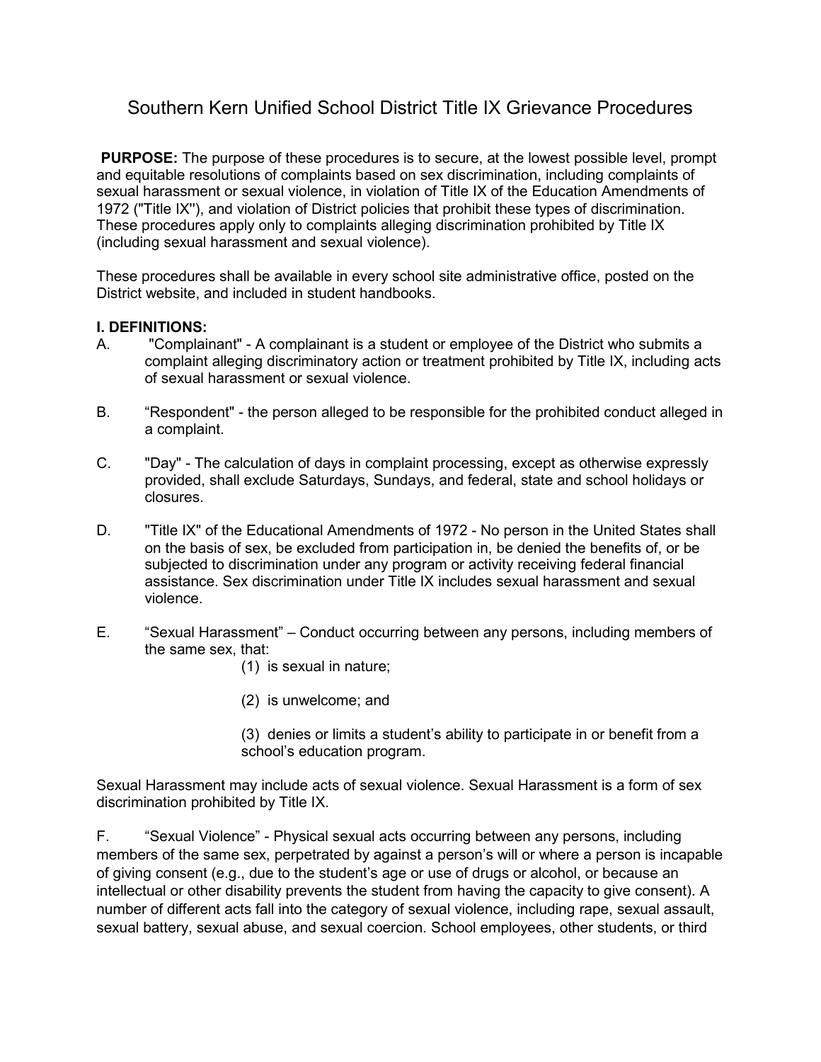# Southern Kern Unified School District Title IX Grievance Procedures

**PURPOSE:** The purpose of these procedures is to secure, at the lowest possible level, prompt and equitable resolutions of complaints based on sex discrimination, including complaints of sexual harassment or sexual violence, in violation of Title IX of the Education Amendments of 1972 ("Title IX"), and violation of District policies that prohibit these types of discrimination. These procedures apply only to complaints alleging discrimination prohibited by Title IX (including sexual harassment and sexual violence).

These procedures shall be available in every school site administrative office, posted on the District website, and included in student handbooks.

**I. DEFINITIONS:**

A. "Complainant" - A complainant is a student or employee of the District who submits a complaint alleging discriminatory action or treatment prohibited by Title IX, including acts of sexual harassment or sexual violence.

B. "Respondent" - the person alleged to be responsible for the prohibited conduct alleged in a complaint.

C. "Day" - The calculation of days in complaint processing, except as otherwise expressly provided, shall exclude Saturdays, Sundays, and federal, state and school holidays or closures.

D. "Title IX" of the Educational Amendments of 1972 - No person in the United States shall on the basis of sex, be excluded from participation in, be denied the benefits of, or be subjected to discrimination under any program or activity receiving federal financial assistance. Sex discrimination under Title IX includes sexual harassment and sexual violence.

E. "Sexual Harassment" – Conduct occurring between any persons, including members of the same sex, that:

(1) is sexual in nature;

(2) is unwelcome; and

(3) denies or limits a student's ability to participate in or benefit from a school's education program.

Sexual Harassment may include acts of sexual violence. Sexual Harassment is a form of sex discrimination prohibited by Title IX.

F. "Sexual Violence" - Physical sexual acts occurring between any persons, including members of the same sex, perpetrated by against a person's will or where a person is incapable of giving consent (e.g., due to the student's age or use of drugs or alcohol, or because an intellectual or other disability prevents the student from having the capacity to give consent). A number of different acts fall into the category of sexual violence, including rape, sexual assault, sexual battery, sexual abuse, and sexual coercion. School employees, other students, or third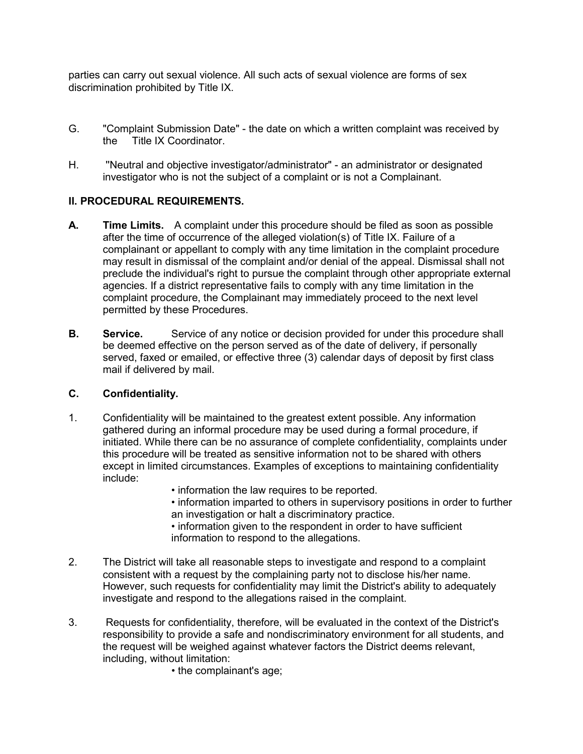parties can carry out sexual violence. All such acts of sexual violence are forms of sex discrimination prohibited by Title IX.

G. "Complaint Submission Date" - the date on which a written complaint was received by the Title IX Coordinator.

H. "Neutral and objective investigator/administrator" - an administrator or designated investigator who is not the subject of a complaint or is not a Complainant.

## II. PROCEDURAL REQUIREMENTS.

**A. Time Limits.** A complaint under this procedure should be filed as soon as possible after the time of occurrence of the alleged violation(s) of Title IX. Failure of a complainant or appellant to comply with any time limitation in the complaint procedure may result in dismissal of the complaint and/or denial of the appeal. Dismissal shall not preclude the individual's right to pursue the complaint through other appropriate external agencies. If a district representative fails to comply with any time limitation in the complaint procedure, the Complainant may immediately proceed to the next level permitted by these Procedures.

**B. Service.** Service of any notice or decision provided for under this procedure shall be deemed effective on the person served as of the date of delivery, if personally served, faxed or emailed, or effective three (3) calendar days of deposit by first class mail if delivered by mail.

**C. Confidentiality.**

1. Confidentiality will be maintained to the greatest extent possible. Any information gathered during an informal procedure may be used during a formal procedure, if initiated. While there can be no assurance of complete confidentiality, complaints under this procedure will be treated as sensitive information not to be shared with others except in limited circumstances. Examples of exceptions to maintaining confidentiality include:
   - information the law requires to be reported.
   - information imparted to others in supervisory positions in order to further an investigation or halt a discriminatory practice.
   - information given to the respondent in order to have sufficient information to respond to the allegations.

2. The District will take all reasonable steps to investigate and respond to a complaint consistent with a request by the complaining party not to disclose his/her name. However, such requests for confidentiality may limit the District's ability to adequately investigate and respond to the allegations raised in the complaint.

3. Requests for confidentiality, therefore, will be evaluated in the context of the District's responsibility to provide a safe and nondiscriminatory environment for all students, and the request will be weighed against whatever factors the District deems relevant, including, without limitation:
   - the complainant's age;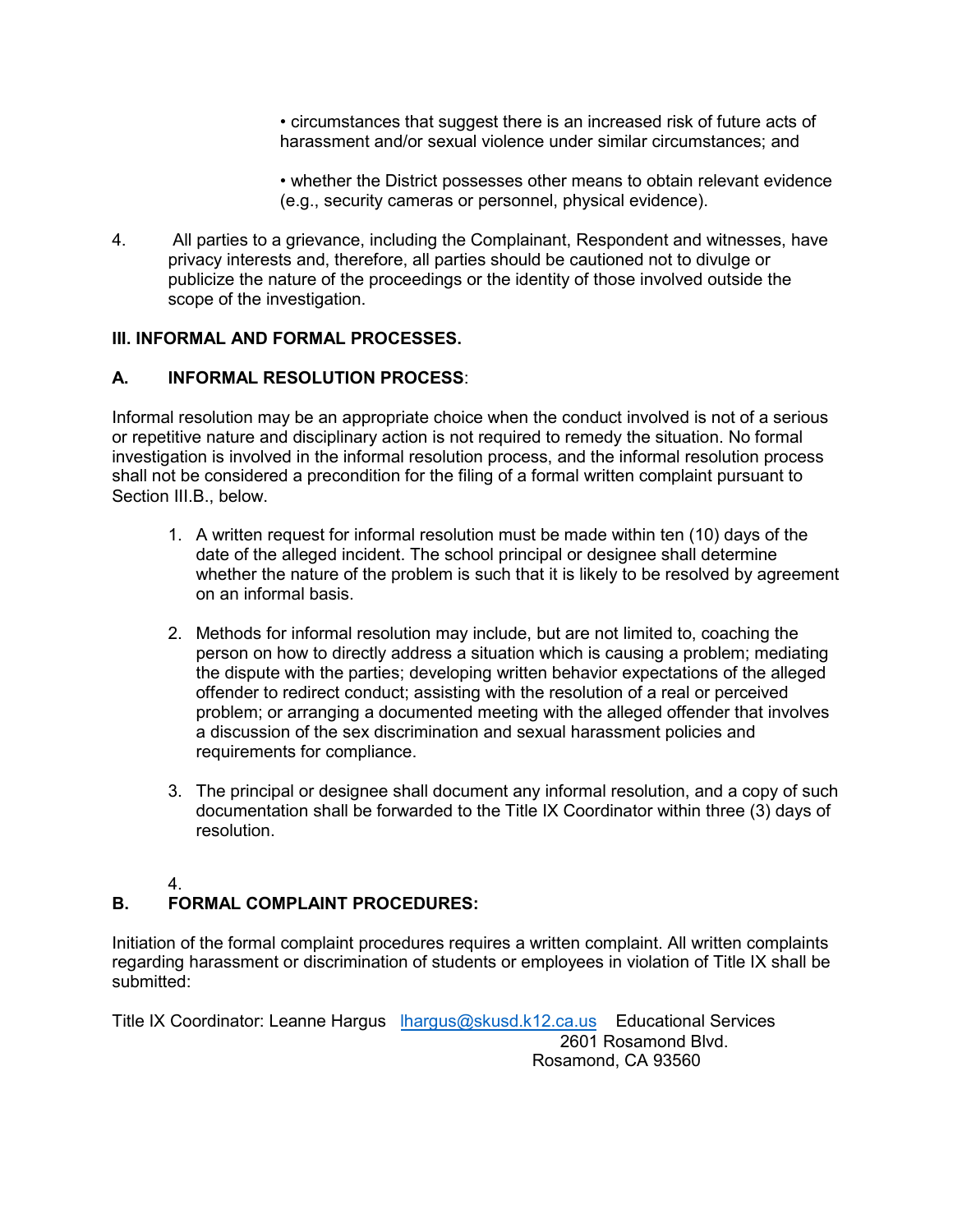- circumstances that suggest there is an increased risk of future acts of harassment and/or sexual violence under similar circumstances; and

- whether the District possesses other means to obtain relevant evidence (e.g., security cameras or personnel, physical evidence).

4. All parties to a grievance, including the Complainant, Respondent and witnesses, have privacy interests and, therefore, all parties should be cautioned not to divulge or publicize the nature of the proceedings or the identity of those involved outside the scope of the investigation.

## III. INFORMAL AND FORMAL PROCESSES.

### A. INFORMAL RESOLUTION PROCESS:

Informal resolution may be an appropriate choice when the conduct involved is not of a serious or repetitive nature and disciplinary action is not required to remedy the situation. No formal investigation is involved in the informal resolution process, and the informal resolution process shall not be considered a precondition for the filing of a formal written complaint pursuant to Section III.B., below.

1. A written request for informal resolution must be made within ten (10) days of the date of the alleged incident. The school principal or designee shall determine whether the nature of the problem is such that it is likely to be resolved by agreement on an informal basis.

2. Methods for informal resolution may include, but are not limited to, coaching the person on how to directly address a situation which is causing a problem; mediating the dispute with the parties; developing written behavior expectations of the alleged offender to redirect conduct; assisting with the resolution of a real or perceived problem; or arranging a documented meeting with the alleged offender that involves a discussion of the sex discrimination and sexual harassment policies and requirements for compliance.

3. The principal or designee shall document any informal resolution, and a copy of such documentation shall be forwarded to the Title IX Coordinator within three (3) days of resolution.

4.

### B. FORMAL COMPLAINT PROCEDURES:

Initiation of the formal complaint procedures requires a written complaint. All written complaints regarding harassment or discrimination of students or employees in violation of Title IX shall be submitted:

Title IX Coordinator: Leanne Hargus [lhargus@skusd.k12.ca.us](mailto:lhargus@skusd.k12.ca.us) Educational Services
2601 Rosamond Blvd.
Rosamond, CA 93560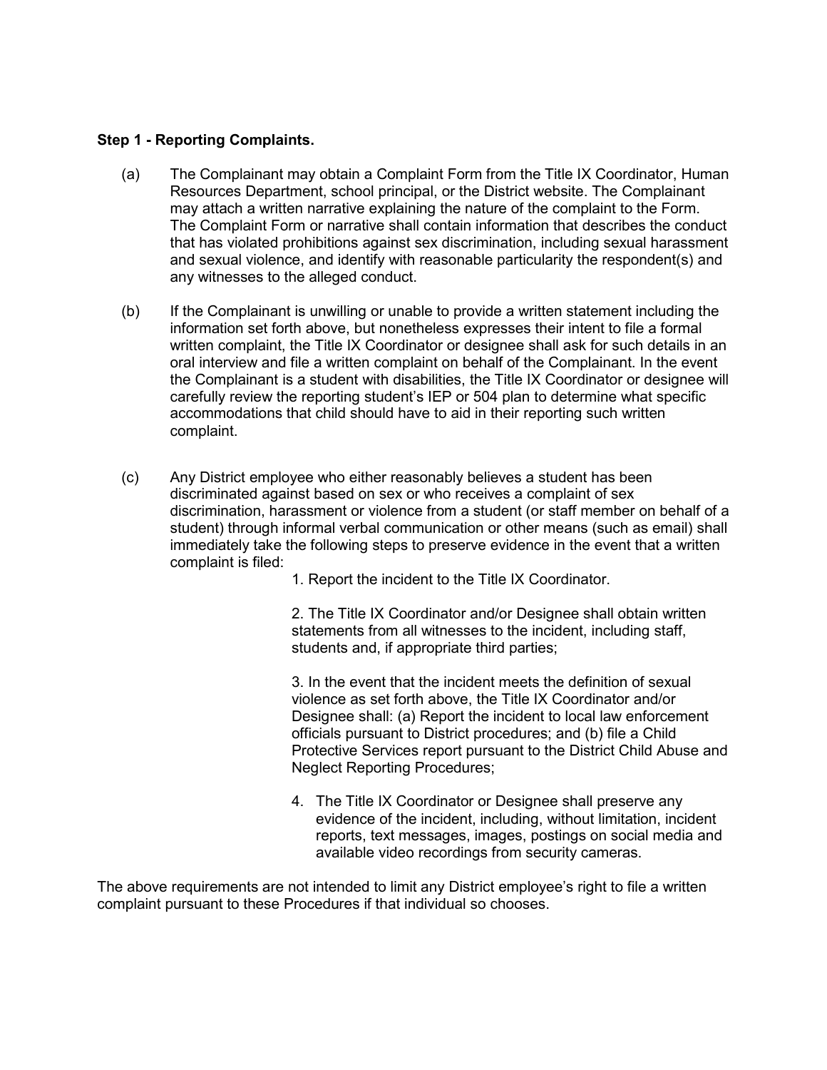**Step 1 - Reporting Complaints.**

(a) The Complainant may obtain a Complaint Form from the Title IX Coordinator, Human Resources Department, school principal, or the District website. The Complainant may attach a written narrative explaining the nature of the complaint to the Form. The Complaint Form or narrative shall contain information that describes the conduct that has violated prohibitions against sex discrimination, including sexual harassment and sexual violence, and identify with reasonable particularity the respondent(s) and any witnesses to the alleged conduct.

(b) If the Complainant is unwilling or unable to provide a written statement including the information set forth above, but nonetheless expresses their intent to file a formal written complaint, the Title IX Coordinator or designee shall ask for such details in an oral interview and file a written complaint on behalf of the Complainant. In the event the Complainant is a student with disabilities, the Title IX Coordinator or designee will carefully review the reporting student's IEP or 504 plan to determine what specific accommodations that child should have to aid in their reporting such written complaint.

(c) Any District employee who either reasonably believes a student has been discriminated against based on sex or who receives a complaint of sex discrimination, harassment or violence from a student (or staff member on behalf of a student) through informal verbal communication or other means (such as email) shall immediately take the following steps to preserve evidence in the event that a written complaint is filed:

1. Report the incident to the Title IX Coordinator.

2. The Title IX Coordinator and/or Designee shall obtain written statements from all witnesses to the incident, including staff, students and, if appropriate third parties;

3. In the event that the incident meets the definition of sexual violence as set forth above, the Title IX Coordinator and/or Designee shall: (a) Report the incident to local law enforcement officials pursuant to District procedures; and (b) file a Child Protective Services report pursuant to the District Child Abuse and Neglect Reporting Procedures;

4. The Title IX Coordinator or Designee shall preserve any evidence of the incident, including, without limitation, incident reports, text messages, images, postings on social media and available video recordings from security cameras.

The above requirements are not intended to limit any District employee's right to file a written complaint pursuant to these Procedures if that individual so chooses.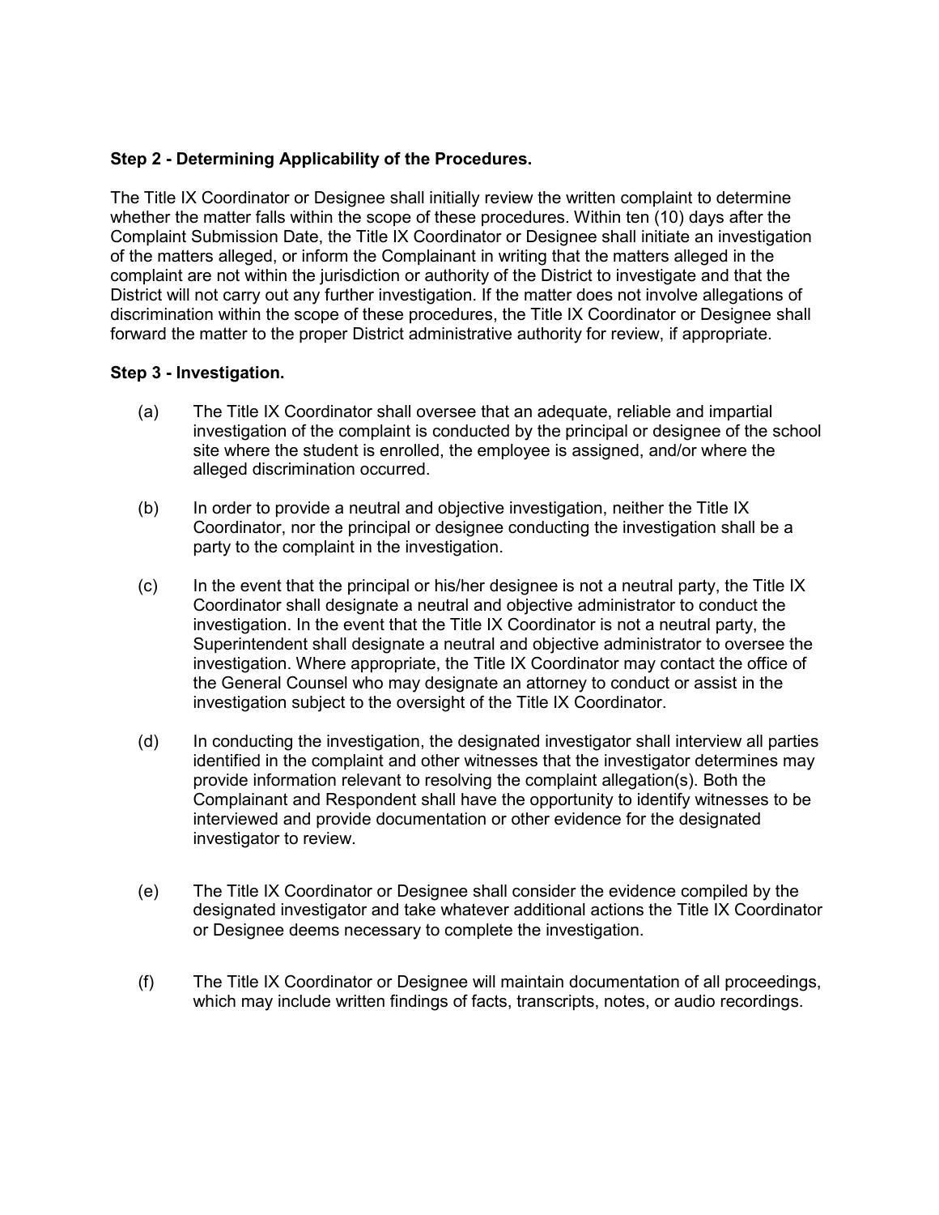**Step 2 - Determining Applicability of the Procedures.**

The Title IX Coordinator or Designee shall initially review the written complaint to determine whether the matter falls within the scope of these procedures. Within ten (10) days after the Complaint Submission Date, the Title IX Coordinator or Designee shall initiate an investigation of the matters alleged, or inform the Complainant in writing that the matters alleged in the complaint are not within the jurisdiction or authority of the District to investigate and that the District will not carry out any further investigation. If the matter does not involve allegations of discrimination within the scope of these procedures, the Title IX Coordinator or Designee shall forward the matter to the proper District administrative authority for review, if appropriate.

**Step 3 - Investigation.**

(a) The Title IX Coordinator shall oversee that an adequate, reliable and impartial investigation of the complaint is conducted by the principal or designee of the school site where the student is enrolled, the employee is assigned, and/or where the alleged discrimination occurred.

(b) In order to provide a neutral and objective investigation, neither the Title IX Coordinator, nor the principal or designee conducting the investigation shall be a party to the complaint in the investigation.

(c) In the event that the principal or his/her designee is not a neutral party, the Title IX Coordinator shall designate a neutral and objective administrator to conduct the investigation. In the event that the Title IX Coordinator is not a neutral party, the Superintendent shall designate a neutral and objective administrator to oversee the investigation. Where appropriate, the Title IX Coordinator may contact the office of the General Counsel who may designate an attorney to conduct or assist in the investigation subject to the oversight of the Title IX Coordinator.

(d) In conducting the investigation, the designated investigator shall interview all parties identified in the complaint and other witnesses that the investigator determines may provide information relevant to resolving the complaint allegation(s). Both the Complainant and Respondent shall have the opportunity to identify witnesses to be interviewed and provide documentation or other evidence for the designated investigator to review.

(e) The Title IX Coordinator or Designee shall consider the evidence compiled by the designated investigator and take whatever additional actions the Title IX Coordinator or Designee deems necessary to complete the investigation.

(f) The Title IX Coordinator or Designee will maintain documentation of all proceedings, which may include written findings of facts, transcripts, notes, or audio recordings.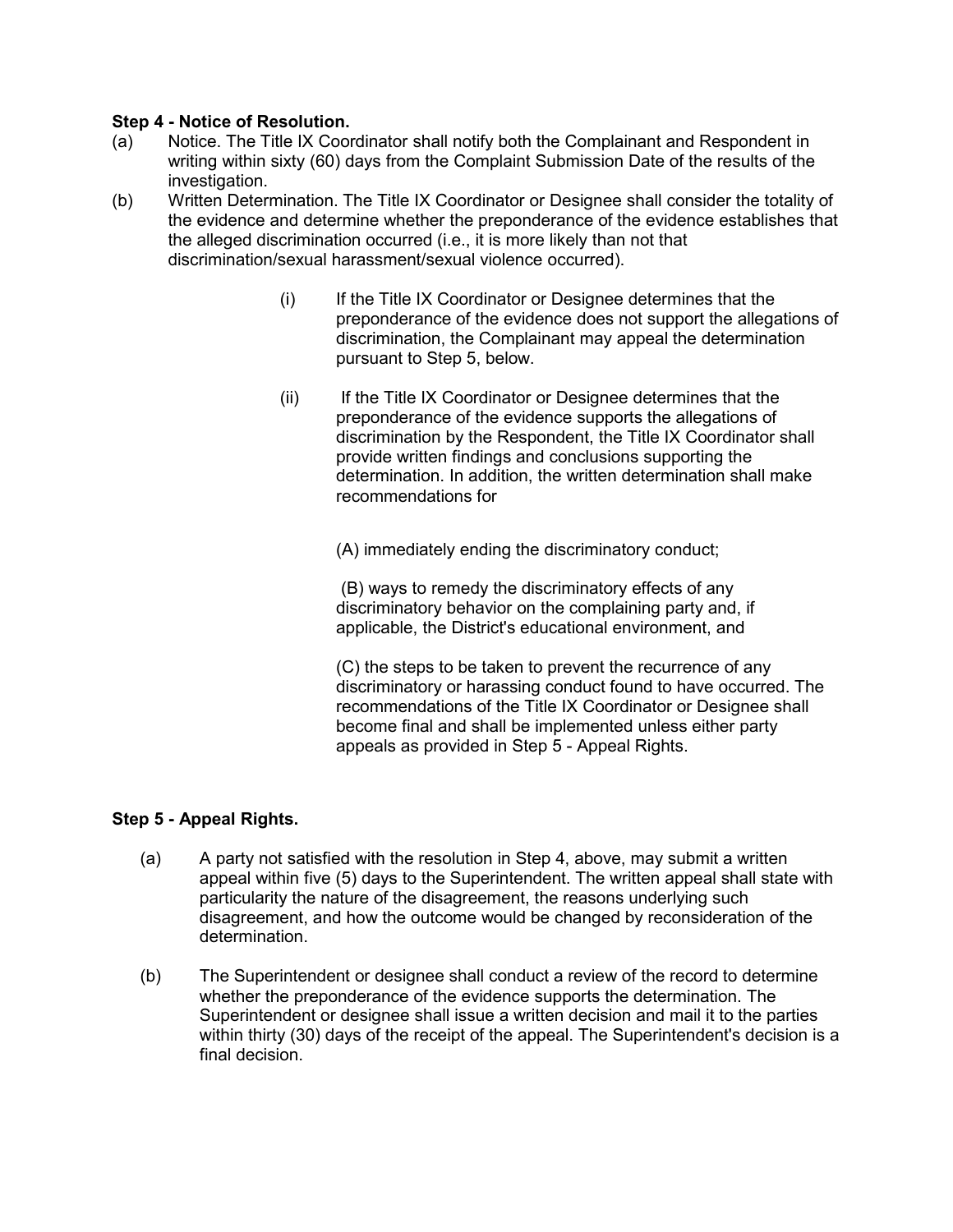**Step 4 - Notice of Resolution.**

(a) Notice. The Title IX Coordinator shall notify both the Complainant and Respondent in writing within sixty (60) days from the Complaint Submission Date of the results of the investigation.

(b) Written Determination. The Title IX Coordinator or Designee shall consider the totality of the evidence and determine whether the preponderance of the evidence establishes that the alleged discrimination occurred (i.e., it is more likely than not that discrimination/sexual harassment/sexual violence occurred).

(i) If the Title IX Coordinator or Designee determines that the preponderance of the evidence does not support the allegations of discrimination, the Complainant may appeal the determination pursuant to Step 5, below.

(ii) If the Title IX Coordinator or Designee determines that the preponderance of the evidence supports the allegations of discrimination by the Respondent, the Title IX Coordinator shall provide written findings and conclusions supporting the determination. In addition, the written determination shall make recommendations for

(A) immediately ending the discriminatory conduct;

(B) ways to remedy the discriminatory effects of any discriminatory behavior on the complaining party and, if applicable, the District's educational environment, and

(C) the steps to be taken to prevent the recurrence of any discriminatory or harassing conduct found to have occurred. The recommendations of the Title IX Coordinator or Designee shall become final and shall be implemented unless either party appeals as provided in Step 5 - Appeal Rights.

**Step 5 - Appeal Rights.**

(a) A party not satisfied with the resolution in Step 4, above, may submit a written appeal within five (5) days to the Superintendent. The written appeal shall state with particularity the nature of the disagreement, the reasons underlying such disagreement, and how the outcome would be changed by reconsideration of the determination.

(b) The Superintendent or designee shall conduct a review of the record to determine whether the preponderance of the evidence supports the determination. The Superintendent or designee shall issue a written decision and mail it to the parties within thirty (30) days of the receipt of the appeal. The Superintendent's decision is a final decision.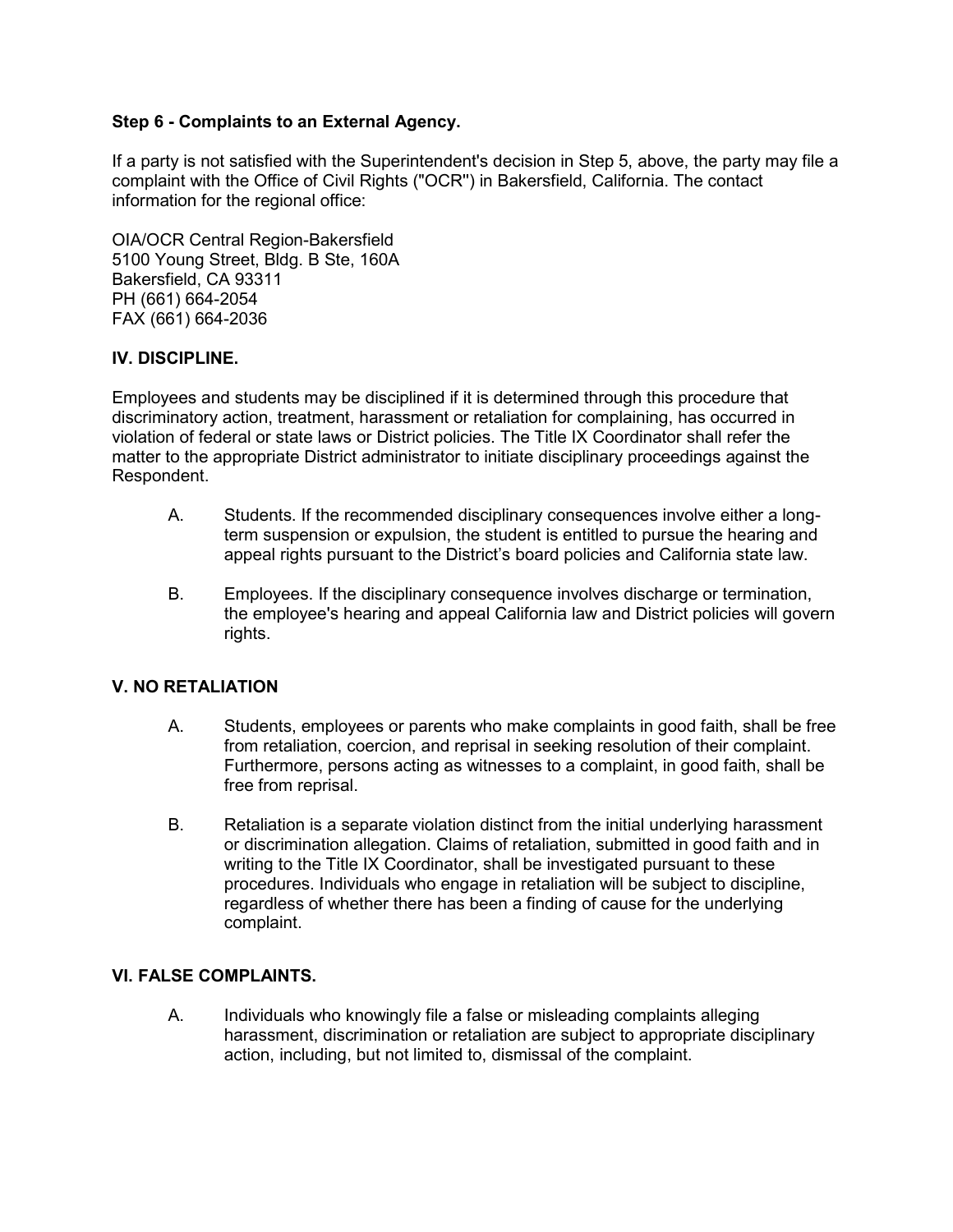**Step 6 - Complaints to an External Agency.**

If a party is not satisfied with the Superintendent's decision in Step 5, above, the party may file a complaint with the Office of Civil Rights ("OCR") in Bakersfield, California. The contact information for the regional office:

OIA/OCR Central Region-Bakersfield
5100 Young Street, Bldg. B Ste, 160A
Bakersfield, CA 93311
PH (661) 664-2054
FAX (661) 664-2036

## IV. DISCIPLINE.

Employees and students may be disciplined if it is determined through this procedure that discriminatory action, treatment, harassment or retaliation for complaining, has occurred in violation of federal or state laws or District policies. The Title IX Coordinator shall refer the matter to the appropriate District administrator to initiate disciplinary proceedings against the Respondent.

A. Students. If the recommended disciplinary consequences involve either a long-term suspension or expulsion, the student is entitled to pursue the hearing and appeal rights pursuant to the District's board policies and California state law.

B. Employees. If the disciplinary consequence involves discharge or termination, the employee's hearing and appeal California law and District policies will govern rights.

## V. NO RETALIATION

A. Students, employees or parents who make complaints in good faith, shall be free from retaliation, coercion, and reprisal in seeking resolution of their complaint. Furthermore, persons acting as witnesses to a complaint, in good faith, shall be free from reprisal.

B. Retaliation is a separate violation distinct from the initial underlying harassment or discrimination allegation. Claims of retaliation, submitted in good faith and in writing to the Title IX Coordinator, shall be investigated pursuant to these procedures. Individuals who engage in retaliation will be subject to discipline, regardless of whether there has been a finding of cause for the underlying complaint.

## VI. FALSE COMPLAINTS.

A. Individuals who knowingly file a false or misleading complaints alleging harassment, discrimination or retaliation are subject to appropriate disciplinary action, including, but not limited to, dismissal of the complaint.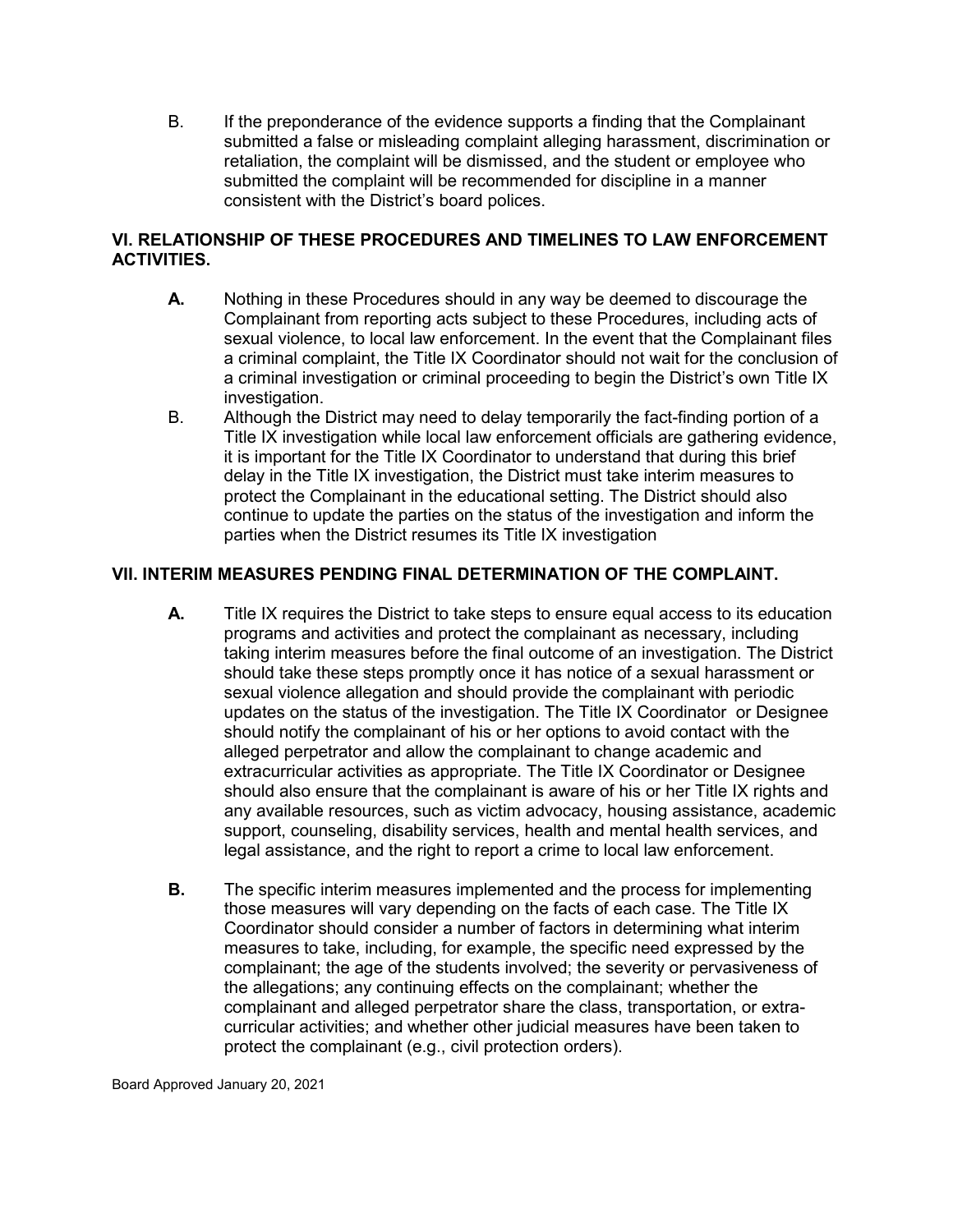B. If the preponderance of the evidence supports a finding that the Complainant submitted a false or misleading complaint alleging harassment, discrimination or retaliation, the complaint will be dismissed, and the student or employee who submitted the complaint will be recommended for discipline in a manner consistent with the District's board polices.

## VI. RELATIONSHIP OF THESE PROCEDURES AND TIMELINES TO LAW ENFORCEMENT ACTIVITIES.

**A.** Nothing in these Procedures should in any way be deemed to discourage the Complainant from reporting acts subject to these Procedures, including acts of sexual violence, to local law enforcement. In the event that the Complainant files a criminal complaint, the Title IX Coordinator should not wait for the conclusion of a criminal investigation or criminal proceeding to begin the District's own Title IX investigation.

B. Although the District may need to delay temporarily the fact-finding portion of a Title IX investigation while local law enforcement officials are gathering evidence, it is important for the Title IX Coordinator to understand that during this brief delay in the Title IX investigation, the District must take interim measures to protect the Complainant in the educational setting. The District should also continue to update the parties on the status of the investigation and inform the parties when the District resumes its Title IX investigation

## VII. INTERIM MEASURES PENDING FINAL DETERMINATION OF THE COMPLAINT.

**A.** Title IX requires the District to take steps to ensure equal access to its education programs and activities and protect the complainant as necessary, including taking interim measures before the final outcome of an investigation. The District should take these steps promptly once it has notice of a sexual harassment or sexual violence allegation and should provide the complainant with periodic updates on the status of the investigation. The Title IX Coordinator or Designee should notify the complainant of his or her options to avoid contact with the alleged perpetrator and allow the complainant to change academic and extracurricular activities as appropriate. The Title IX Coordinator or Designee should also ensure that the complainant is aware of his or her Title IX rights and any available resources, such as victim advocacy, housing assistance, academic support, counseling, disability services, health and mental health services, and legal assistance, and the right to report a crime to local law enforcement.

**B.** The specific interim measures implemented and the process for implementing those measures will vary depending on the facts of each case. The Title IX Coordinator should consider a number of factors in determining what interim measures to take, including, for example, the specific need expressed by the complainant; the age of the students involved; the severity or pervasiveness of the allegations; any continuing effects on the complainant; whether the complainant and alleged perpetrator share the class, transportation, or extra-curricular activities; and whether other judicial measures have been taken to protect the complainant (e.g., civil protection orders).

Board Approved January 20, 2021